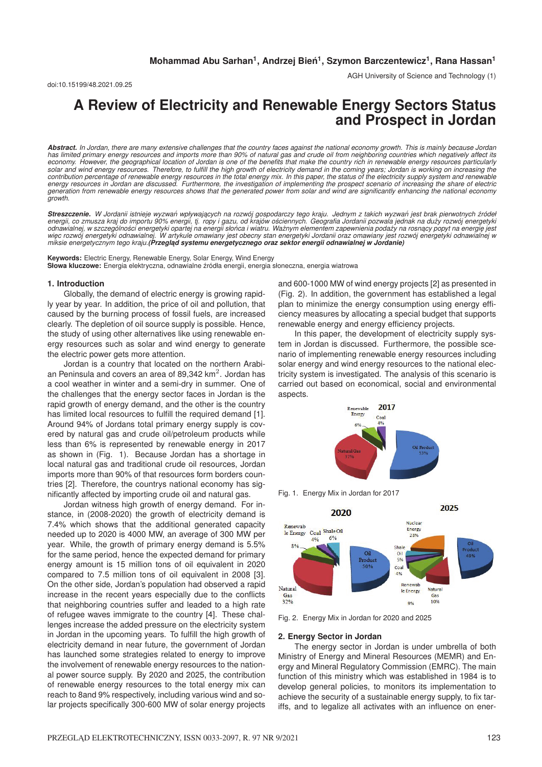**Mohammad Abu Sarhan[1], Andrzej Bień[1], Szymon Barczentewicz[1], Rana Hassan[1]**

AGH University of Science and Technology (1)

doi:10.15199/48.2021.09.25

# A Review of Electricity and Renewable Energy Sectors Status and Prospect in Jordan

***Abstract.*** *In Jordan, there are many extensive challenges that the country faces against the national economy growth. This is mainly because Jordan has limited primary energy resources and imports more than 90% of natural gas and crude oil from neighboring countries which negatively affect its economy. However, the geographical location of Jordan is one of the benefits that make the country rich in renewable energy resources particularly solar and wind energy resources. Therefore, to fulfill the high growth of electricity demand in the coming years; Jordan is working on increasing the contribution percentage of renewable energy resources in the total energy mix. In this paper, the status of the electricity supply system and renewable energy resources in Jordan are discussed. Furthermore, the investigation of implementing the prospect scenario of increasing the share of electric generation from renewable energy resources shows that the generated power from solar and wind are significantly enhancing the national economy growth.*

***Streszczenie.*** *W Jordanii istnieje wyzwań wpływających na rozwój gospodarczy tego kraju. Jednym z takich wyzwań jest brak pierwotnych źródeł energii, co zmusza kraj do importu 90% energii, tj. ropy i gazu, od krajów ościennych. Geografia Jordanii pozwala jednak na duży rozwój energetyki odnawialnej, w szczególności energetyki opartej na energii słońca i wiatru. Ważnym elementem zapewnienia podaży na rosnący popyt na energię jest więc rozwój energetyki odnawialnej. W artykule omawiany jest obecny stan energetyki Jordanii oraz omawiany jest rozwój energetyki odnawialnej w miksie energetycznym tego kraju.* ***(Przegląd systemu energetycznego oraz sektor energii odnawialnej w Jordanie)***

**Keywords:** Electric Energy, Renewable Energy, Solar Energy, Wind Energy
**Słowa kluczowe:** Energia elektryczna, odnawialne źródła energii, energia słoneczna, energia wiatrowa

## 1. Introduction

Globally, the demand of electric energy is growing rapidly year by year. In addition, the price of oil and pollution, that caused by the burning process of fossil fuels, are increased clearly. The depletion of oil source supply is possible. Hence, the study of using other alternatives like using renewable energy resources such as solar and wind energy to generate the electric power gets more attention.

Jordan is a country that located on the northern Arabian Peninsula and covers an area of 89,342 km$^2$. Jordan has a cool weather in winter and a semi-dry in summer. One of the challenges that the energy sector faces in Jordan is the rapid growth of energy demand, and the other is the country has limited local resources to fulfill the required demand [1]. Around 94% of Jordans total primary energy supply is covered by natural gas and crude oil/petroleum products while less than 6% is represented by renewable energy in 2017 as shown in (Fig. 1). Because Jordan has a shortage in local natural gas and traditional crude oil resources, Jordan imports more than 90% of that resources form borders countries [2]. Therefore, the countrys national economy has significantly affected by importing crude oil and natural gas.

Jordan witness high growth of energy demand. For instance, in (2008-2020) the growth of electricity demand is 7.4% which shows that the additional generated capacity needed up to 2020 is 4000 MW, an average of 300 MW per year. While, the growth of primary energy demand is 5.5% for the same period, hence the expected demand for primary energy amount is 15 million tons of oil equivalent in 2020 compared to 7.5 million tons of oil equivalent in 2008 [3]. On the other side, Jordan's population had observed a rapid increase in the recent years especially due to the conflicts that neighboring countries suffer and leaded to a high rate of refugee waves immigrate to the country [4]. These challenges increase the added pressure on the electricity system in Jordan in the upcoming years. To fulfill the high growth of electricity demand in near future, the government of Jordan has launched some strategies related to energy to improve the involvement of renewable energy resources to the national power source supply. By 2020 and 2025, the contribution of renewable energy resources to the total energy mix can reach to 8and 9% respectively, including various wind and solar projects specifically 300-600 MW of solar energy projects and 600-1000 MW of wind energy projects [2] as presented in (Fig. 2). In addition, the government has established a legal plan to minimize the energy consumption using energy efficiency measures by allocating a special budget that supports renewable energy and energy efficiency projects.

In this paper, the development of electricity supply system in Jordan is discussed. Furthermore, the possible scenario of implementing renewable energy resources including solar energy and wind energy resources to the national electricity system is investigated. The analysis of this scenario is carried out based on economical, social and environmental aspects.

Fig. 1. Energy Mix in Jordan for 2017

Fig. 2. Energy Mix in Jordan for 2020 and 2025

## 2. Energy Sector in Jordan

The energy sector in Jordan is under umbrella of both Ministry of Energy and Mineral Resources (MEMR) and Energy and Mineral Regulatory Commission (EMRC). The main function of this ministry which was established in 1984 is to develop general policies, to monitors its implementation to achieve the security of a sustainable energy supply, to fix tariffs, and to legalize all activates with an influence on ener-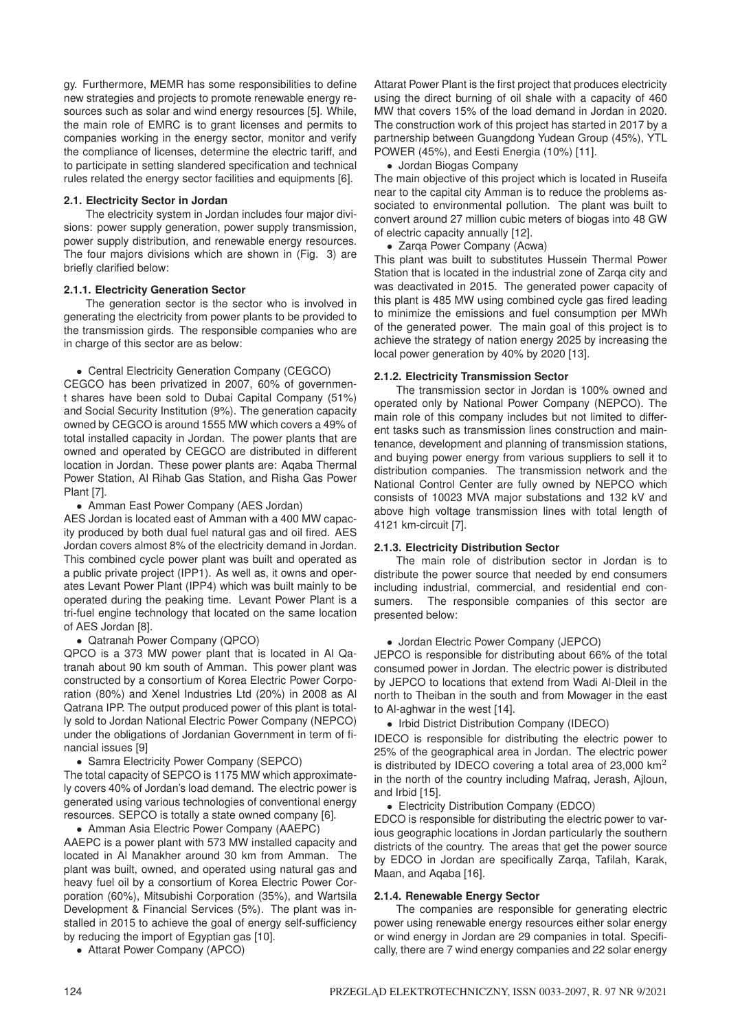gy. Furthermore, MEMR has some responsibilities to define new strategies and projects to promote renewable energy resources such as solar and wind energy resources [5]. While, the main role of EMRC is to grant licenses and permits to companies working in the energy sector, monitor and verify the compliance of licenses, determine the electric tariff, and to participate in setting slandered specification and technical rules related the energy sector facilities and equipments [6].

### 2.1. Electricity Sector in Jordan

The electricity system in Jordan includes four major divisions: power supply generation, power supply transmission, power supply distribution, and renewable energy resources. The four majors divisions which are shown in (Fig. 3) are briefly clarified below:

#### 2.1.1. Electricity Generation Sector

The generation sector is the sector who is involved in generating the electricity from power plants to be provided to the transmission girds. The responsible companies who are in charge of this sector are as below:

- Central Electricity Generation Company (CEGCO)

CEGCO has been privatized in 2007, 60% of government shares have been sold to Dubai Capital Company (51%) and Social Security Institution (9%). The generation capacity owned by CEGCO is around 1555 MW which covers a 49% of total installed capacity in Jordan. The power plants that are owned and operated by CEGCO are distributed in different location in Jordan. These power plants are: Aqaba Thermal Power Station, Al Rihab Gas Station, and Risha Gas Power Plant [7].

- Amman East Power Company (AES Jordan)

AES Jordan is located east of Amman with a 400 MW capacity produced by both dual fuel natural gas and oil fired. AES Jordan covers almost 8% of the electricity demand in Jordan. This combined cycle power plant was built and operated as a public private project (IPP1). As well as, it owns and operates Levant Power Plant (IPP4) which was built mainly to be operated during the peaking time. Levant Power Plant is a tri-fuel engine technology that located on the same location of AES Jordan [8].

- Qatranah Power Company (QPCO)

QPCO is a 373 MW power plant that is located in Al Qatranah about 90 km south of Amman. This power plant was constructed by a consortium of Korea Electric Power Corporation (80%) and Xenel Industries Ltd (20%) in 2008 as Al Qatrana IPP. The output produced power of this plant is totally sold to Jordan National Electric Power Company (NEPCO) under the obligations of Jordanian Government in term of financial issues [9]

- Samra Electricity Power Company (SEPCO)

The total capacity of SEPCO is 1175 MW which approximately covers 40% of Jordan's load demand. The electric power is generated using various technologies of conventional energy resources. SEPCO is totally a state owned company [6].

- Amman Asia Electric Power Company (AAEPC)

AAEPC is a power plant with 573 MW installed capacity and located in Al Manakher around 30 km from Amman. The plant was built, owned, and operated using natural gas and heavy fuel oil by a consortium of Korea Electric Power Corporation (60%), Mitsubishi Corporation (35%), and Wartsila Development & Financial Services (5%). The plant was installed in 2015 to achieve the goal of energy self-sufficiency by reducing the import of Egyptian gas [10].

- Attarat Power Company (APCO)

Attarat Power Plant is the first project that produces electricity using the direct burning of oil shale with a capacity of 460 MW that covers 15% of the load demand in Jordan in 2020. The construction work of this project has started in 2017 by a partnership between Guangdong Yudean Group (45%), YTL POWER (45%), and Eesti Energia (10%) [11].

- Jordan Biogas Company

The main objective of this project which is located in Ruseifa near to the capital city Amman is to reduce the problems associated to environmental pollution. The plant was built to convert around 27 million cubic meters of biogas into 48 GW of electric capacity annually [12].

- Zarqa Power Company (Acwa)

This plant was built to substitutes Hussein Thermal Power Station that is located in the industrial zone of Zarqa city and was deactivated in 2015. The generated power capacity of this plant is 485 MW using combined cycle gas fired leading to minimize the emissions and fuel consumption per MWh of the generated power. The main goal of this project is to achieve the strategy of nation energy 2025 by increasing the local power generation by 40% by 2020 [13].

#### 2.1.2. Electricity Transmission Sector

The transmission sector in Jordan is 100% owned and operated only by National Power Company (NEPCO). The main role of this company includes but not limited to different tasks such as transmission lines construction and maintenance, development and planning of transmission stations, and buying power energy from various suppliers to sell it to distribution companies. The transmission network and the National Control Center are fully owned by NEPCO which consists of 10023 MVA major substations and 132 kV and above high voltage transmission lines with total length of 4121 km-circuit [7].

#### 2.1.3. Electricity Distribution Sector

The main role of distribution sector in Jordan is to distribute the power source that needed by end consumers including industrial, commercial, and residential end consumers. The responsible companies of this sector are presented below:

- Jordan Electric Power Company (JEPCO)

JEPCO is responsible for distributing about 66% of the total consumed power in Jordan. The electric power is distributed by JEPCO to locations that extend from Wadi Al-Dleil in the north to Theiban in the south and from Mowager in the east to Al-aghwar in the west [14].

- Irbid District Distribution Company (IDECO)

IDECO is responsible for distributing the electric power to 25% of the geographical area in Jordan. The electric power is distributed by IDECO covering a total area of 23,000 km$^2$ in the north of the country including Mafraq, Jerash, Ajloun, and Irbid [15].

- Electricity Distribution Company (EDCO)

EDCO is responsible for distributing the electric power to various geographic locations in Jordan particularly the southern districts of the country. The areas that get the power source by EDCO in Jordan are specifically Zarqa, Tafilah, Karak, Maan, and Aqaba [16].

#### 2.1.4. Renewable Energy Sector

The companies are responsible for generating electric power using renewable energy resources either solar energy or wind energy in Jordan are 29 companies in total. Specifically, there are 7 wind energy companies and 22 solar energy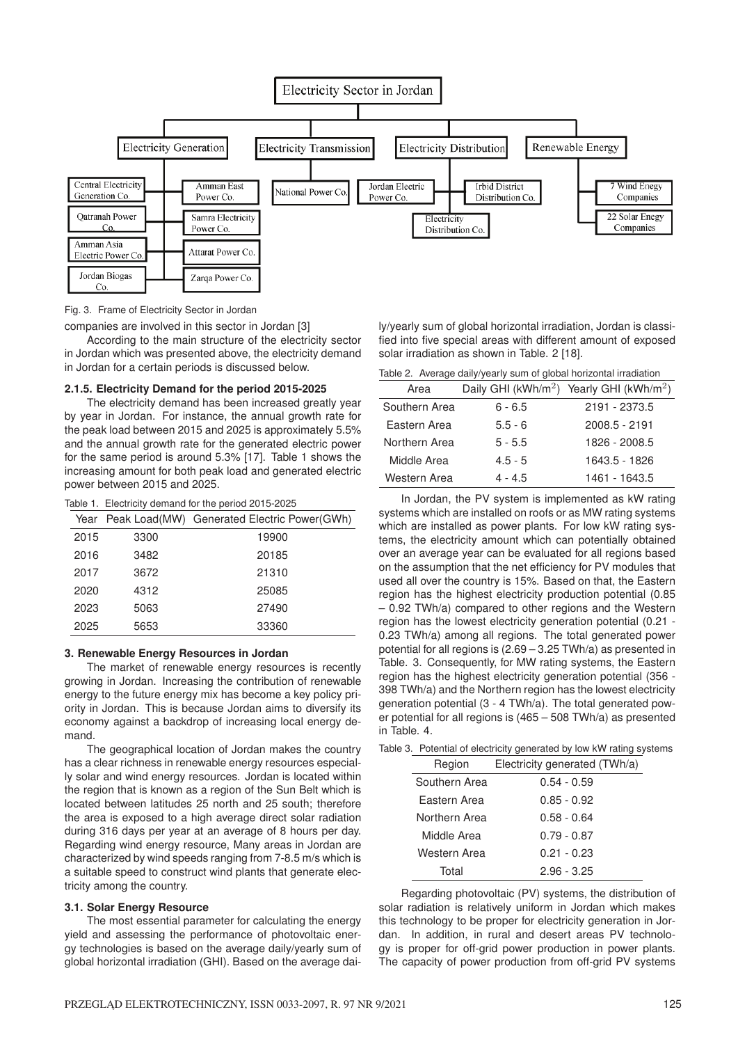Fig. 3. Frame of Electricity Sector in Jordan

companies are involved in this sector in Jordan [3]

According to the main structure of the electricity sector in Jordan which was presented above, the electricity demand in Jordan for a certain periods is discussed below.

### 2.1.5. Electricity Demand for the period 2015-2025

The electricity demand has been increased greatly year by year in Jordan. For instance, the annual growth rate for the peak load between 2015 and 2025 is approximately 5.5% and the annual growth rate for the generated electric power for the same period is around 5.3% [17]. Table 1 shows the increasing amount for both peak load and generated electric power between 2015 and 2025.

Table 1. Electricity demand for the period 2015-2025

| Year | Peak Load(MW) | Generated Electric Power(GWh) |
|---|---|---|
| 2015 | 3300 | 19900 |
| 2016 | 3482 | 20185 |
| 2017 | 3672 | 21310 |
| 2020 | 4312 | 25085 |
| 2023 | 5063 | 27490 |
| 2025 | 5653 | 33360 |

## 3. Renewable Energy Resources in Jordan

The market of renewable energy resources is recently growing in Jordan. Increasing the contribution of renewable energy to the future energy mix has become a key policy priority in Jordan. This is because Jordan aims to diversify its economy against a backdrop of increasing local energy demand.

The geographical location of Jordan makes the country has a clear richness in renewable energy resources especially solar and wind energy resources. Jordan is located within the region that is known as a region of the Sun Belt which is located between latitudes 25 north and 25 south; therefore the area is exposed to a high average direct solar radiation during 316 days per year at an average of 8 hours per day. Regarding wind energy resource, Many areas in Jordan are characterized by wind speeds ranging from 7-8.5 m/s which is a suitable speed to construct wind plants that generate electricity among the country.

### 3.1. Solar Energy Resource

The most essential parameter for calculating the energy yield and assessing the performance of photovoltaic energy technologies is based on the average daily/yearly sum of global horizontal irradiation (GHI). Based on the average daily/yearly sum of global horizontal irradiation, Jordan is classified into five special areas with different amount of exposed solar irradiation as shown in Table. 2 [18].

Table 2. Average daily/yearly sum of global horizontal irradiation

| Area | Daily GHI (kWh/m$^2$) | Yearly GHI (kWh/m$^2$) |
|---|---|---|
| Southern Area | 6 - 6.5 | 2191 - 2373.5 |
| Eastern Area | 5.5 - 6 | 2008.5 - 2191 |
| Northern Area | 5 - 5.5 | 1826 - 2008.5 |
| Middle Area | 4.5 - 5 | 1643.5 - 1826 |
| Western Area | 4 - 4.5 | 1461 - 1643.5 |

In Jordan, the PV system is implemented as kW rating systems which are installed on roofs or as MW rating systems which are installed as power plants. For low kW rating systems, the electricity amount which can potentially obtained over an average year can be evaluated for all regions based on the assumption that the net efficiency for PV modules that used all over the country is 15%. Based on that, the Eastern region has the highest electricity production potential (0.85 – 0.92 TWh/a) compared to other regions and the Western region has the lowest electricity generation potential (0.21 - 0.23 TWh/a) among all regions. The total generated power potential for all regions is (2.69 – 3.25 TWh/a) as presented in Table. 3. Consequently, for MW rating systems, the Eastern region has the highest electricity generation potential (356 - 398 TWh/a) and the Northern region has the lowest electricity generation potential (3 - 4 TWh/a). The total generated power potential for all regions is (465 – 508 TWh/a) as presented in Table. 4.

Table 3. Potential of electricity generated by low kW rating systems

| Region | Electricity generated (TWh/a) |
|---|---|
| Southern Area | 0.54 - 0.59 |
| Eastern Area | 0.85 - 0.92 |
| Northern Area | 0.58 - 0.64 |
| Middle Area | 0.79 - 0.87 |
| Western Area | 0.21 - 0.23 |
| Total | 2.96 - 3.25 |

Regarding photovoltaic (PV) systems, the distribution of solar radiation is relatively uniform in Jordan which makes this technology to be proper for electricity generation in Jordan. In addition, in rural and desert areas PV technology is proper for off-grid power production in power plants. The capacity of power production from off-grid PV systems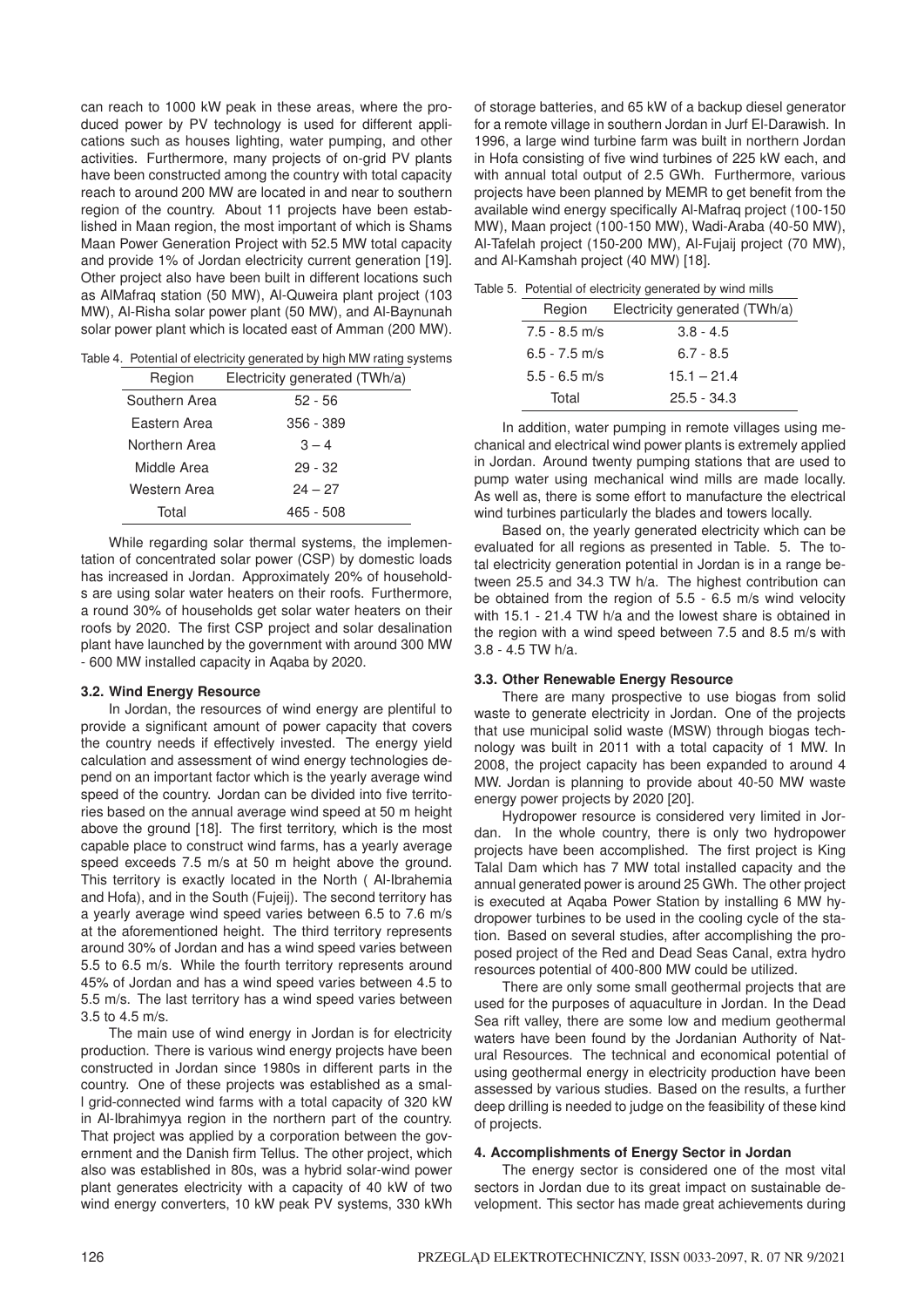can reach to 1000 kW peak in these areas, where the produced power by PV technology is used for different applications such as houses lighting, water pumping, and other activities. Furthermore, many projects of on-grid PV plants have been constructed among the country with total capacity reach to around 200 MW are located in and near to southern region of the country. About 11 projects have been established in Maan region, the most important of which is Shams Maan Power Generation Project with 52.5 MW total capacity and provide 1% of Jordan electricity current generation [19]. Other project also have been built in different locations such as AlMafraq station (50 MW), Al-Quweira plant project (103 MW), Al-Risha solar power plant (50 MW), and Al-Baynunah solar power plant which is located east of Amman (200 MW).

Table 4. Potential of electricity generated by high MW rating systems

| Region | Electricity generated (TWh/a) |
|---|---|
| Southern Area | 52 - 56 |
| Eastern Area | 356 - 389 |
| Northern Area | 3 – 4 |
| Middle Area | 29 - 32 |
| Western Area | 24 – 27 |
| Total | 465 - 508 |

While regarding solar thermal systems, the implementation of concentrated solar power (CSP) by domestic loads has increased in Jordan. Approximately 20% of households are using solar water heaters on their roofs. Furthermore, a round 30% of households get solar water heaters on their roofs by 2020. The first CSP project and solar desalination plant have launched by the government with around 300 MW - 600 MW installed capacity in Aqaba by 2020.

### 3.2. Wind Energy Resource

In Jordan, the resources of wind energy are plentiful to provide a significant amount of power capacity that covers the country needs if effectively invested. The energy yield calculation and assessment of wind energy technologies depend on an important factor which is the yearly average wind speed of the country. Jordan can be divided into five territories based on the annual average wind speed at 50 m height above the ground [18]. The first territory, which is the most capable place to construct wind farms, has a yearly average speed exceeds 7.5 m/s at 50 m height above the ground. This territory is exactly located in the North ( Al-Ibrahemia and Hofa), and in the South (Fujeij). The second territory has a yearly average wind speed varies between 6.5 to 7.6 m/s at the aforementioned height. The third territory represents around 30% of Jordan and has a wind speed varies between 5.5 to 6.5 m/s. While the fourth territory represents around 45% of Jordan and has a wind speed varies between 4.5 to 5.5 m/s. The last territory has a wind speed varies between 3.5 to 4.5 m/s.

The main use of wind energy in Jordan is for electricity production. There is various wind energy projects have been constructed in Jordan since 1980s in different parts in the country. One of these projects was established as a small grid-connected wind farms with a total capacity of 320 kW in Al-Ibrahimyya region in the northern part of the country. That project was applied by a corporation between the government and the Danish firm Tellus. The other project, which also was established in 80s, was a hybrid solar-wind power plant generates electricity with a capacity of 40 kW of two wind energy converters, 10 kW peak PV systems, 330 kWh of storage batteries, and 65 kW of a backup diesel generator for a remote village in southern Jordan in Jurf El-Darawish. In 1996, a large wind turbine farm was built in northern Jordan in Hofa consisting of five wind turbines of 225 kW each, and with annual total output of 2.5 GWh. Furthermore, various projects have been planned by MEMR to get benefit from the available wind energy specifically Al-Mafraq project (100-150 MW), Maan project (100-150 MW), Wadi-Araba (40-50 MW), Al-Tafelah project (150-200 MW), Al-Fujaij project (70 MW), and Al-Kamshah project (40 MW) [18].

Table 5. Potential of electricity generated by wind mills

| Region | Electricity generated (TWh/a) |
|---|---|
| 7.5 - 8.5 m/s | 3.8 - 4.5 |
| 6.5 - 7.5 m/s | 6.7 - 8.5 |
| 5.5 - 6.5 m/s | 15.1 – 21.4 |
| Total | 25.5 - 34.3 |

In addition, water pumping in remote villages using mechanical and electrical wind power plants is extremely applied in Jordan. Around twenty pumping stations that are used to pump water using mechanical wind mills are made locally. As well as, there is some effort to manufacture the electrical wind turbines particularly the blades and towers locally.

Based on, the yearly generated electricity which can be evaluated for all regions as presented in Table. 5. The total electricity generation potential in Jordan is in a range between 25.5 and 34.3 TW h/a. The highest contribution can be obtained from the region of 5.5 - 6.5 m/s wind velocity with 15.1 - 21.4 TW h/a and the lowest share is obtained in the region with a wind speed between 7.5 and 8.5 m/s with 3.8 - 4.5 TW h/a.

### 3.3. Other Renewable Energy Resource

There are many prospective to use biogas from solid waste to generate electricity in Jordan. One of the projects that use municipal solid waste (MSW) through biogas technology was built in 2011 with a total capacity of 1 MW. In 2008, the project capacity has been expanded to around 4 MW. Jordan is planning to provide about 40-50 MW waste energy power projects by 2020 [20].

Hydropower resource is considered very limited in Jordan. In the whole country, there is only two hydropower projects have been accomplished. The first project is King Talal Dam which has 7 MW total installed capacity and the annual generated power is around 25 GWh. The other project is executed at Aqaba Power Station by installing 6 MW hydropower turbines to be used in the cooling cycle of the station. Based on several studies, after accomplishing the proposed project of the Red and Dead Seas Canal, extra hydro resources potential of 400-800 MW could be utilized.

There are only some small geothermal projects that are used for the purposes of aquaculture in Jordan. In the Dead Sea rift valley, there are some low and medium geothermal waters have been found by the Jordanian Authority of Natural Resources. The technical and economical potential of using geothermal energy in electricity production have been assessed by various studies. Based on the results, a further deep drilling is needed to judge on the feasibility of these kind of projects.

## 4. Accomplishments of Energy Sector in Jordan

The energy sector is considered one of the most vital sectors in Jordan due to its great impact on sustainable development. This sector has made great achievements during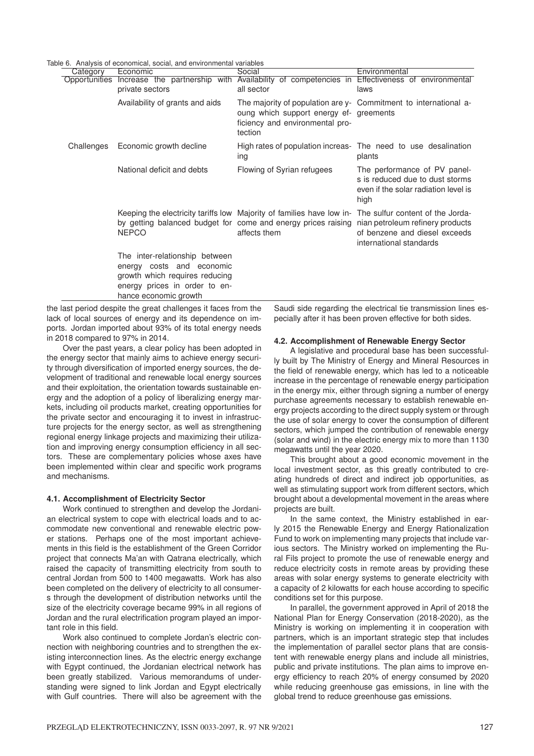Table 6. Analysis of economical, social, and environmental variables

| Category | Economic | Social | Environmental |
|---|---|---|---|
| Opportunities | Increase the partnership with private sectors | Availability of competencies in all sector | Effectiveness of environmental laws |
| | Availability of grants and aids | The majority of population are young which support energy efficiency and environmental protection | Commitment to international agreements |
| Challenges | Economic growth decline | High rates of population increasing | The need to use desalination plants |
| | National deficit and debts | Flowing of Syrian refugees | The performance of PV panels is reduced due to dust storms even if the solar radiation level is high |
| | Keeping the electricity tariffs low by getting balanced budget for NEPCO | Majority of families have low income and energy prices raising affects them | The sulfur content of the Jordanian petroleum refinery products of benzene and diesel exceeds international standards |
| | The inter-relationship between energy costs and economic growth which requires reducing energy prices in order to enhance economic growth | | |

the last period despite the great challenges it faces from the lack of local sources of energy and its dependence on imports. Jordan imported about 93% of its total energy needs in 2018 compared to 97% in 2014.

Over the past years, a clear policy has been adopted in the energy sector that mainly aims to achieve energy security through diversification of imported energy sources, the development of traditional and renewable local energy sources and their exploitation, the orientation towards sustainable energy and the adoption of a policy of liberalizing energy markets, including oil products market, creating opportunities for the private sector and encouraging it to invest in infrastructure projects for the energy sector, as well as strengthening regional energy linkage projects and maximizing their utilization and improving energy consumption efficiency in all sectors. These are complementary policies whose axes have been implemented within clear and specific work programs and mechanisms.

### 4.1. Accomplishment of Electricity Sector

Work continued to strengthen and develop the Jordanian electrical system to cope with electrical loads and to accommodate new conventional and renewable electric power stations. Perhaps one of the most important achievements in this field is the establishment of the Green Corridor project that connects Ma'an with Qatrana electrically, which raised the capacity of transmitting electricity from south to central Jordan from 500 to 1400 megawatts. Work has also been completed on the delivery of electricity to all consumers through the development of distribution networks until the size of the electricity coverage became 99% in all regions of Jordan and the rural electrification program played an important role in this field.

Work also continued to complete Jordan's electric connection with neighboring countries and to strengthen the existing interconnection lines. As the electric energy exchange with Egypt continued, the Jordanian electrical network has been greatly stabilized. Various memorandums of understanding were signed to link Jordan and Egypt electrically with Gulf countries. There will also be agreement with the Saudi side regarding the electrical tie transmission lines especially after it has been proven effective for both sides.

### 4.2. Accomplishment of Renewable Energy Sector

A legislative and procedural base has been successfully built by The Ministry of Energy and Mineral Resources in the field of renewable energy, which has led to a noticeable increase in the percentage of renewable energy participation in the energy mix, either through signing a number of energy purchase agreements necessary to establish renewable energy projects according to the direct supply system or through the use of solar energy to cover the consumption of different sectors, which jumped the contribution of renewable energy (solar and wind) in the electric energy mix to more than 1130 megawatts until the year 2020.

This brought about a good economic movement in the local investment sector, as this greatly contributed to creating hundreds of direct and indirect job opportunities, as well as stimulating support work from different sectors, which brought about a developmental movement in the areas where projects are built.

In the same context, the Ministry established in early 2015 the Renewable Energy and Energy Rationalization Fund to work on implementing many projects that include various sectors. The Ministry worked on implementing the Rural Fils project to promote the use of renewable energy and reduce electricity costs in remote areas by providing these areas with solar energy systems to generate electricity with a capacity of 2 kilowatts for each house according to specific conditions set for this purpose.

In parallel, the government approved in April of 2018 the National Plan for Energy Conservation (2018-2020), as the Ministry is working on implementing it in cooperation with partners, which is an important strategic step that includes the implementation of parallel sector plans that are consistent with renewable energy plans and include all ministries, public and private institutions. The plan aims to improve energy efficiency to reach 20% of energy consumed by 2020 while reducing greenhouse gas emissions, in line with the global trend to reduce greenhouse gas emissions.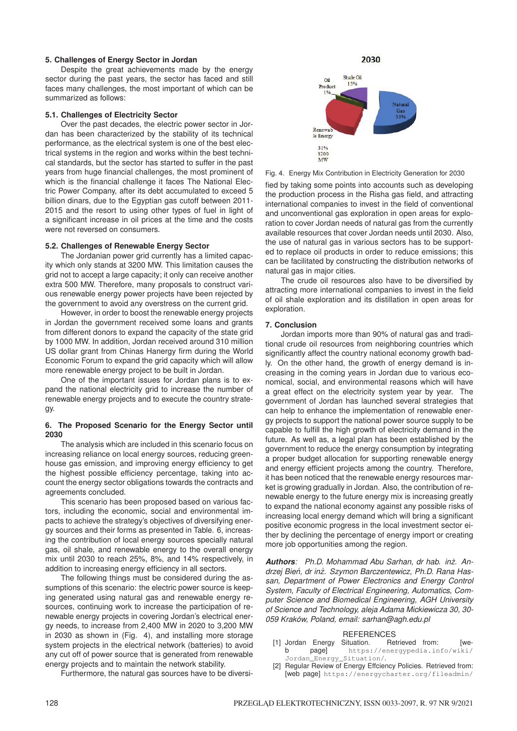### 5. Challenges of Energy Sector in Jordan

Despite the great achievements made by the energy sector during the past years, the sector has faced and still faces many challenges, the most important of which can be summarized as follows:

#### 5.1. Challenges of Electricity Sector

Over the past decades, the electric power sector in Jordan has been characterized by the stability of its technical performance, as the electrical system is one of the best electrical systems in the region and works within the best technical standards, but the sector has started to suffer in the past years from huge financial challenges, the most prominent of which is the financial challenge it faces The National Electric Power Company, after its debt accumulated to exceed 5 billion dinars, due to the Egyptian gas cutoff between 2011-2015 and the resort to using other types of fuel in light of a significant increase in oil prices at the time and the costs were not reversed on consumers.

#### 5.2. Challenges of Renewable Energy Sector

The Jordanian power grid currently has a limited capacity which only stands at 3200 MW. This limitation causes the grid not to accept a large capacity; it only can receive another extra 500 MW. Therefore, many proposals to construct various renewable energy power projects have been rejected by the government to avoid any overstress on the current grid.

However, in order to boost the renewable energy projects in Jordan the government received some loans and grants from different donors to expand the capacity of the state grid by 1000 MW. In addition, Jordan received around 310 million US dollar grant from Chinas Hanergy firm during the World Economic Forum to expand the grid capacity which will allow more renewable energy project to be built in Jordan.

One of the important issues for Jordan plans is to expand the national electricity grid to increase the number of renewable energy projects and to execute the country strategy.

### 6. The Proposed Scenario for the Energy Sector until 2030

The analysis which are included in this scenario focus on increasing reliance on local energy sources, reducing greenhouse gas emission, and improving energy efficiency to get the highest possible efficiency percentage, taking into account the energy sector obligations towards the contracts and agreements concluded.

This scenario has been proposed based on various factors, including the economic, social and environmental impacts to achieve the strategy's objectives of diversifying energy sources and their forms as presented in Table. 6, increasing the contribution of local energy sources specially natural gas, oil shale, and renewable energy to the overall energy mix until 2030 to reach 25%, 8%, and 14% respectively, in addition to increasing energy efficiency in all sectors.

The following things must be considered during the assumptions of this scenario: the electric power source is keeping generated using natural gas and renewable energy resources, continuing work to increase the participation of renewable energy projects in covering Jordan's electrical energy needs, to increase from 2,400 MW in 2020 to 3,200 MW in 2030 as shown in (Fig. 4), and installing more storage system projects in the electrical network (batteries) to avoid any cut off of power source that is generated from renewable energy projects and to maintain the network stability.

Furthermore, the natural gas sources have to be diversified by taking into some points into accounts such as developing the production process in the Risha gas field, and attracting international companies to invest in the field of conventional and unconventional gas exploration in open areas for exploration to cover Jordan needs of natural gas from the currently available resources that cover Jordan needs until 2030. Also, the use of natural gas in various sectors has to be supported to replace oil products in order to reduce emissions; this can be facilitated by constructing the distribution networks of natural gas in major cities.

2030

Oil Product 1%, Shale Oil 15%, Natural Gas 53%, Renewable Energy 31% 3200 MW

Fig. 4. Energy Mix Contribution in Electricity Generation for 2030

The crude oil resources also have to be diversified by attracting more international companies to invest in the field of oil shale exploration and its distillation in open areas for exploration.

### 7. Conclusion

Jordan imports more than 90% of natural gas and traditional crude oil resources from neighboring countries which significantly affect the country national economy growth badly. On the other hand, the growth of energy demand is increasing in the coming years in Jordan due to various economical, social, and environmental reasons which will have a great effect on the electricity system year by year. The government of Jordan has launched several strategies that can help to enhance the implementation of renewable energy projects to support the national power source supply to be capable to fulfill the high growth of electricity demand in the future. As well as, a legal plan has been established by the government to reduce the energy consumption by integrating a proper budget allocation for supporting renewable energy and energy efficient projects among the country. Therefore, it has been noticed that the renewable energy resources market is growing gradually in Jordan. Also, the contribution of renewable energy to the future energy mix is increasing greatly to expand the national economy against any possible risks of increasing local energy demand which will bring a significant positive economic progress in the local investment sector either by declining the percentage of energy import or creating more job opportunities among the region.

***Authors**: Ph.D. Mohammad Abu Sarhan, dr hab. inż. Andrzej Bień, dr inż. Szymon Barczentewicz, Ph.D. Rana Hassan, Department of Power Electronics and Energy Control System, Faculty of Electrical Engineering, Automatics, Computer Science and Biomedical Engineering, AGH University of Science and Technology, aleja Adama Mickiewicza 30, 30-059 Kraków, Poland, email: sarhan@agh.edu.pl*

## REFERENCES

[1] Jordan Energy Situation. Retrieved from: [web page] https://energypedia.info/wiki/Jordan_Energy_Situation/.

[2] Regular Review of Energy Effciency Policies. Retrieved from: [web page] https://energycharter.org/fileadmin/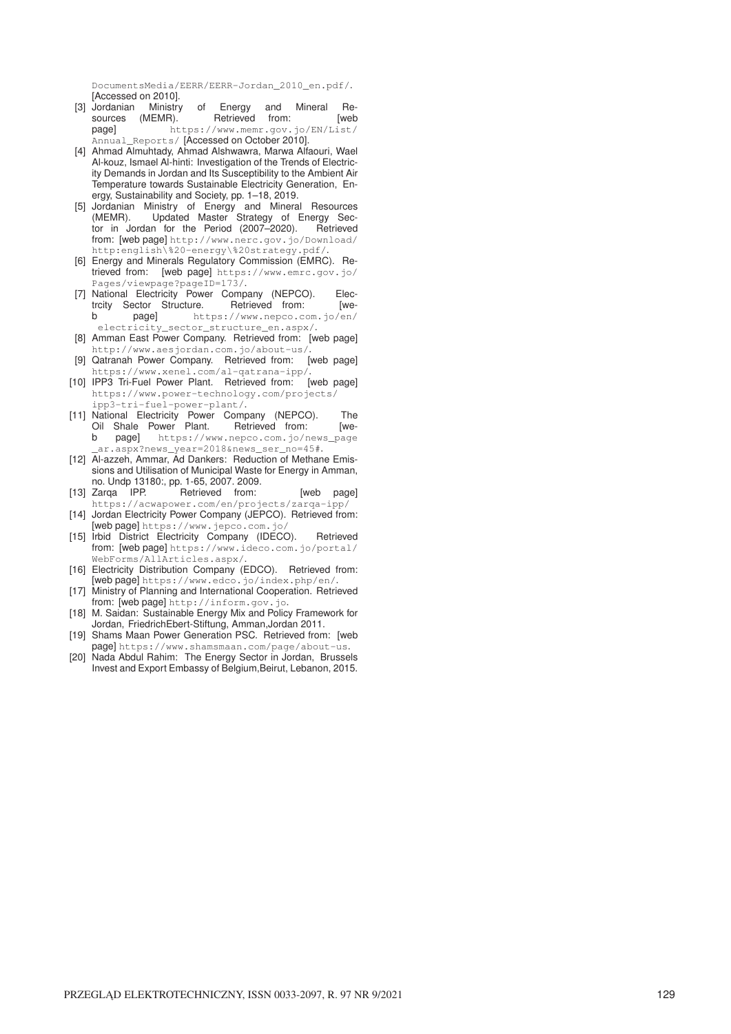DocumentsMedia/EERR/EERR-Jordan_2010_en.pdf/. [Accessed on 2010].

[3] Jordanian Ministry of Energy and Mineral Resources (MEMR). Retrieved from: [web page] https://www.memr.gov.jo/EN/List/Annual_Reports/ [Accessed on October 2010].

[4] Ahmad Almuhtady, Ahmad Alshwawra, Marwa Alfaouri, Wael Al-kouz, Ismael Al-hinti: Investigation of the Trends of Electricity Demands in Jordan and Its Susceptibility to the Ambient Air Temperature towards Sustainable Electricity Generation, Energy, Sustainability and Society, pp. 1–18, 2019.

[5] Jordanian Ministry of Energy and Mineral Resources (MEMR). Updated Master Strategy of Energy Sector in Jordan for the Period (2007–2020). Retrieved from: [web page] http://www.nerc.gov.jo/Download/http:english\%20-energy\%20strategy.pdf/.

[6] Energy and Minerals Regulatory Commission (EMRC). Retrieved from: [web page] https://www.emrc.gov.jo/Pages/viewpage?pageID=173/.

[7] National Electricity Power Company (NEPCO). Electrcity Sector Structure. Retrieved from: [web page] https://www.nepco.com.jo/en/electricity_sector_structure_en.aspx/.

[8] Amman East Power Company. Retrieved from: [web page] http://www.aesjordan.com.jo/about-us/.

[9] Qatranah Power Company. Retrieved from: [web page] https://www.xenel.com/al-qatrana-ipp/.

[10] IPP3 Tri-Fuel Power Plant. Retrieved from: [web page] https://www.power-technology.com/projects/ipp3-tri-fuel-power-plant/.

[11] National Electricity Power Company (NEPCO). The Oil Shale Power Plant. Retrieved from: [web page] https://www.nepco.com.jo/news_page_ar.aspx?news_year=2018&news_ser_no=45#.

[12] Al-azzeh, Ammar, Ad Dankers: Reduction of Methane Emissions and Utilisation of Municipal Waste for Energy in Amman, no. Undp 13180:, pp. 1-65, 2007. 2009.

[13] Zarqa IPP. Retrieved from: [web page] https://acwapower.com/en/projects/zarqa-ipp/

[14] Jordan Electricity Power Company (JEPCO). Retrieved from: [web page] https://www.jepco.com.jo/

[15] Irbid District Electricity Company (IDECO). Retrieved from: [web page] https://www.ideco.com.jo/portal/WebForms/AllArticles.aspx/.

[16] Electricity Distribution Company (EDCO). Retrieved from: [web page] https://www.edco.jo/index.php/en/.

[17] Ministry of Planning and International Cooperation. Retrieved from: [web page] http://inform.gov.jo.

[18] M. Saidan: Sustainable Energy Mix and Policy Framework for Jordan, FriedrichEbert-Stiftung, Amman,Jordan 2011.

[19] Shams Maan Power Generation PSC. Retrieved from: [web page] https://www.shamsmaan.com/page/about-us.

[20] Nada Abdul Rahim: The Energy Sector in Jordan, Brussels Invest and Export Embassy of Belgium,Beirut, Lebanon, 2015.